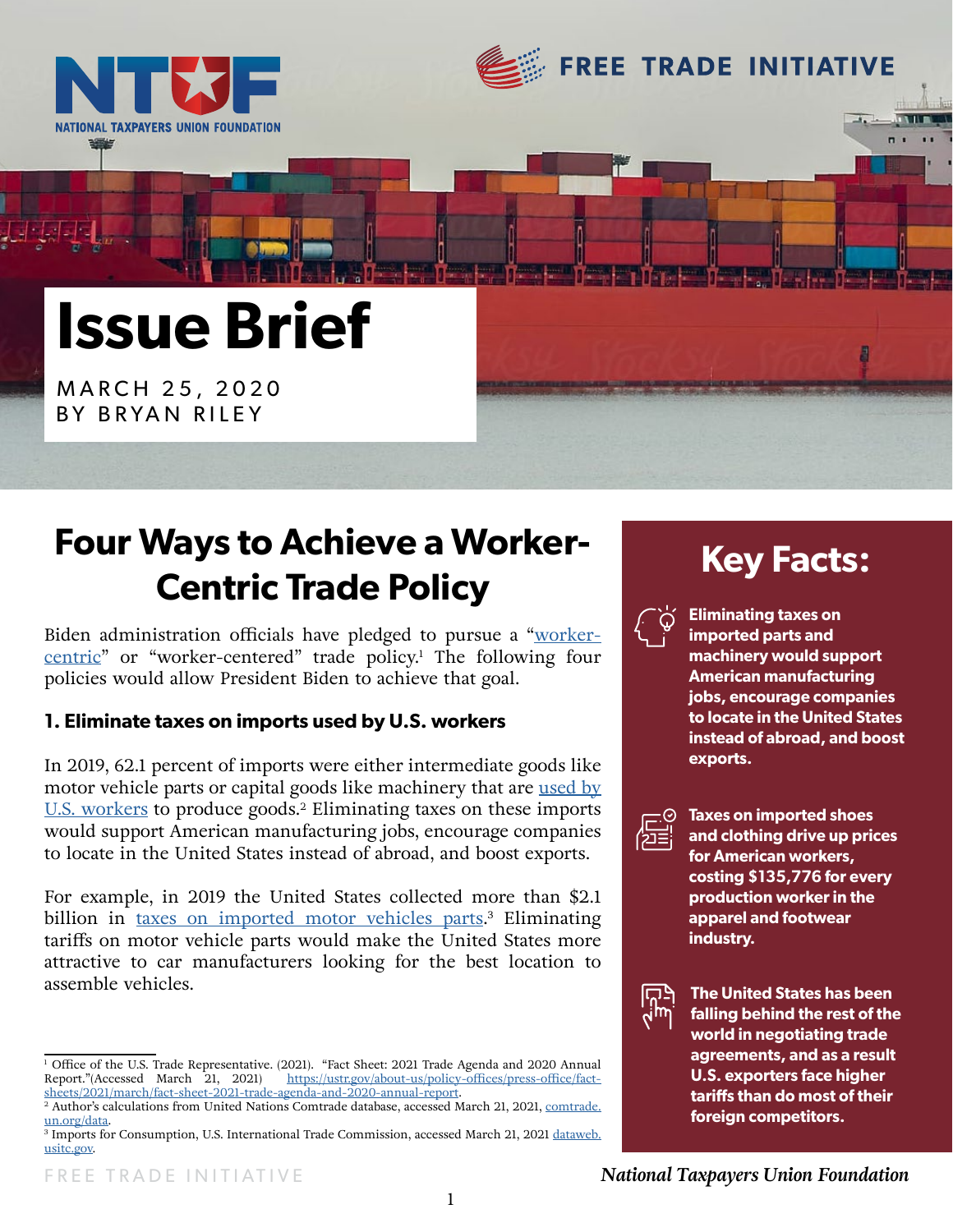NTUF NATIONAL TAXPAYERS UNION FOUNDATION

FREE TRADE INITIATIVE

# Issue Brief

MARCH 25, 2020
BY BRYAN RILEY

## Four Ways to Achieve a Worker-Centric Trade Policy

Biden administration officials have pledged to pursue a "worker-centric" or "worker-centered" trade policy.[1] The following four policies would allow President Biden to achieve that goal.

### 1. Eliminate taxes on imports used by U.S. workers

In 2019, 62.1 percent of imports were either intermediate goods like motor vehicle parts or capital goods like machinery that are used by U.S. workers to produce goods.[2] Eliminating taxes on these imports would support American manufacturing jobs, encourage companies to locate in the United States instead of abroad, and boost exports.

For example, in 2019 the United States collected more than $2.1 billion in taxes on imported motor vehicles parts.[3] Eliminating tariffs on motor vehicle parts would make the United States more attractive to car manufacturers looking for the best location to assemble vehicles.

## Key Facts:

**Eliminating taxes on imported parts and machinery would support American manufacturing jobs, encourage companies to locate in the United States instead of abroad, and boost exports.**

**Taxes on imported shoes and clothing drive up prices for American workers, costing $135,776 for every production worker in the apparel and footwear industry.**

**The United States has been falling behind the rest of the world in negotiating trade agreements, and as a result U.S. exporters face higher tariffs than do most of their foreign competitors.**

---

[1] Office of the U.S. Trade Representative. (2021). "Fact Sheet: 2021 Trade Agenda and 2020 Annual Report."(Accessed March 21, 2021) https://ustr.gov/about-us/policy-offices/press-office/fact-sheets/2021/march/fact-sheet-2021-trade-agenda-and-2020-annual-report.

[2] Author's calculations from United Nations Comtrade database, accessed March 21, 2021, comtrade.un.org/data.

[3] Imports for Consumption, U.S. International Trade Commission, accessed March 21, 2021 dataweb.usitc.gov.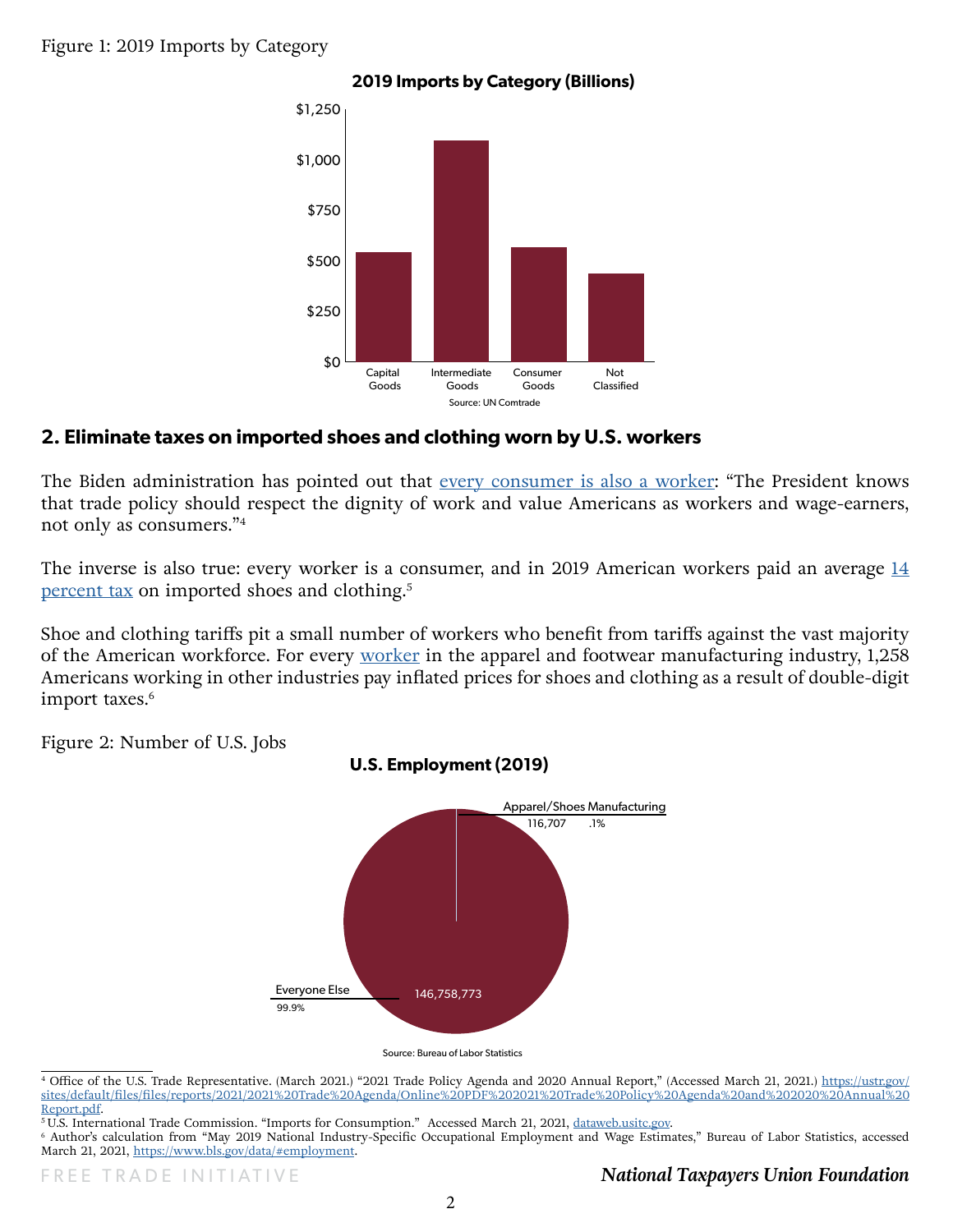Figure 1: 2019 Imports by Category

**2019 Imports by Category (Billions)**

$1,250
$1,000
$750
$500
$250
$0

Capital Goods
Intermediate Goods
Consumer Goods
Not Classified

Source: UN Comtrade

## 2. Eliminate taxes on imported shoes and clothing worn by U.S. workers

The Biden administration has pointed out that every consumer is also a worker: "The President knows that trade policy should respect the dignity of work and value Americans as workers and wage-earners, not only as consumers."[4]

The inverse is also true: every worker is a consumer, and in 2019 American workers paid an average 14 percent tax on imported shoes and clothing.[5]

Shoe and clothing tariffs pit a small number of workers who benefit from tariffs against the vast majority of the American workforce. For every worker in the apparel and footwear manufacturing industry, 1,258 Americans working in other industries pay inflated prices for shoes and clothing as a result of double-digit import taxes.[6]

Figure 2: Number of U.S. Jobs

**U.S. Employment (2019)**

Apparel/Shoes Manufacturing
116,707 .1%

Everyone Else
99.9%
146,758,773

Source: Bureau of Labor Statistics

[4] Office of the U.S. Trade Representative. (March 2021.) "2021 Trade Policy Agenda and 2020 Annual Report," (Accessed March 21, 2021.) https://ustr.gov/sites/default/files/files/reports/2021/2021%20Trade%20Agenda/Online%20PDF%202021%20Trade%20Policy%20Agenda%20and%202020%20Annual%20Report.pdf.

[5] U.S. International Trade Commission. "Imports for Consumption." Accessed March 21, 2021, dataweb.usitc.gov.

[6] Author's calculation from "May 2019 National Industry-Specific Occupational Employment and Wage Estimates," Bureau of Labor Statistics, accessed March 21, 2021, https://www.bls.gov/data/#employment.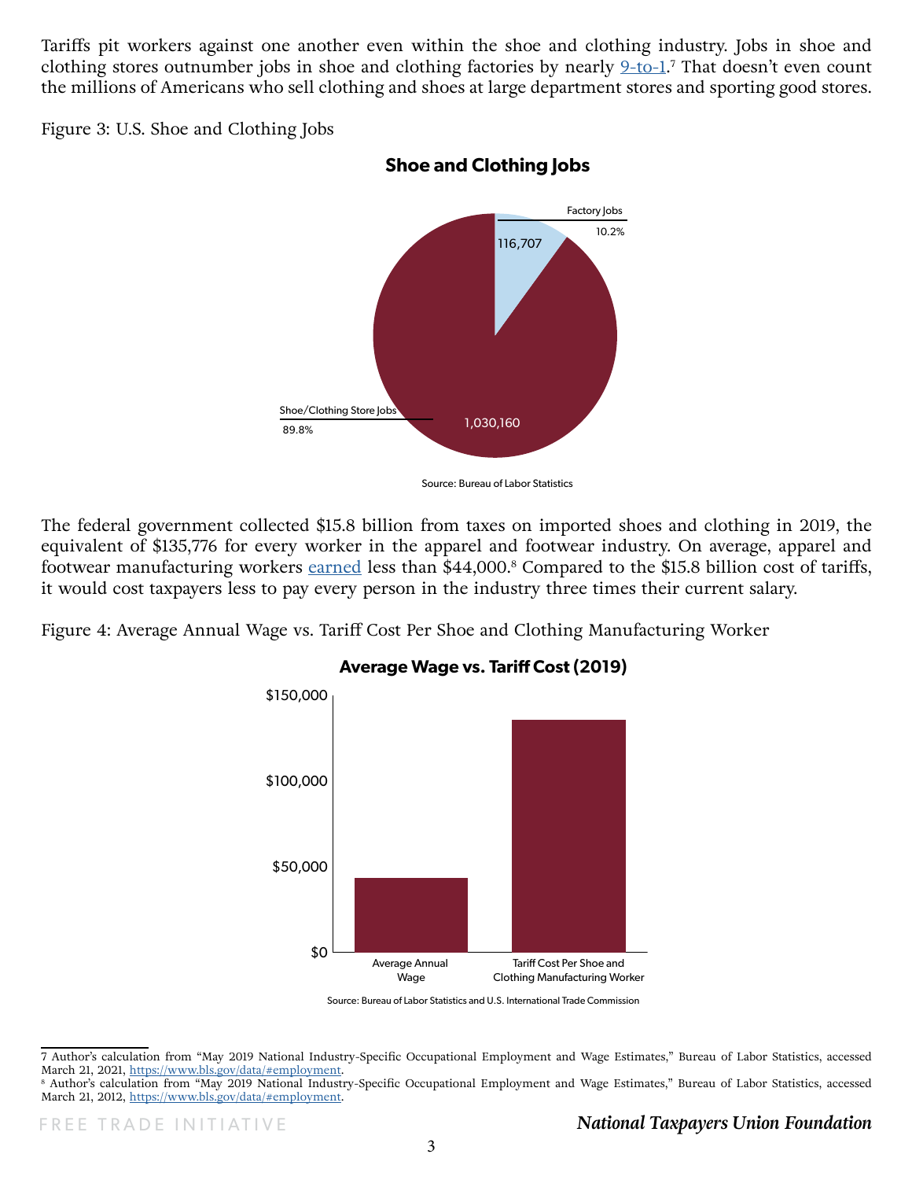Tariffs pit workers against one another even within the shoe and clothing industry. Jobs in shoe and clothing stores outnumber jobs in shoe and clothing factories by nearly 9-to-1.[7] That doesn't even count the millions of Americans who sell clothing and shoes at large department stores and sporting good stores.

Figure 3: U.S. Shoe and Clothing Jobs

**Shoe and Clothing Jobs**

Factory Jobs
10.2%
116,707

Shoe/Clothing Store Jobs
89.8%
1,030,160

Source: Bureau of Labor Statistics

The federal government collected $15.8 billion from taxes on imported shoes and clothing in 2019, the equivalent of $135,776 for every worker in the apparel and footwear industry. On average, apparel and footwear manufacturing workers earned less than $44,000.[8] Compared to the $15.8 billion cost of tariffs, it would cost taxpayers less to pay every person in the industry three times their current salary.

Figure 4: Average Annual Wage vs. Tariff Cost Per Shoe and Clothing Manufacturing Worker

**Average Wage vs. Tariff Cost (2019)**

$150,000
$100,000
$50,000
$0

Average Annual Wage
Tariff Cost Per Shoe and Clothing Manufacturing Worker

Source: Bureau of Labor Statistics and U.S. International Trade Commission

---

7 Author's calculation from "May 2019 National Industry-Specific Occupational Employment and Wage Estimates," Bureau of Labor Statistics, accessed March 21, 2021, https://www.bls.gov/data/#employment.

8 Author's calculation from "May 2019 National Industry-Specific Occupational Employment and Wage Estimates," Bureau of Labor Statistics, accessed March 21, 2012, https://www.bls.gov/data/#employment.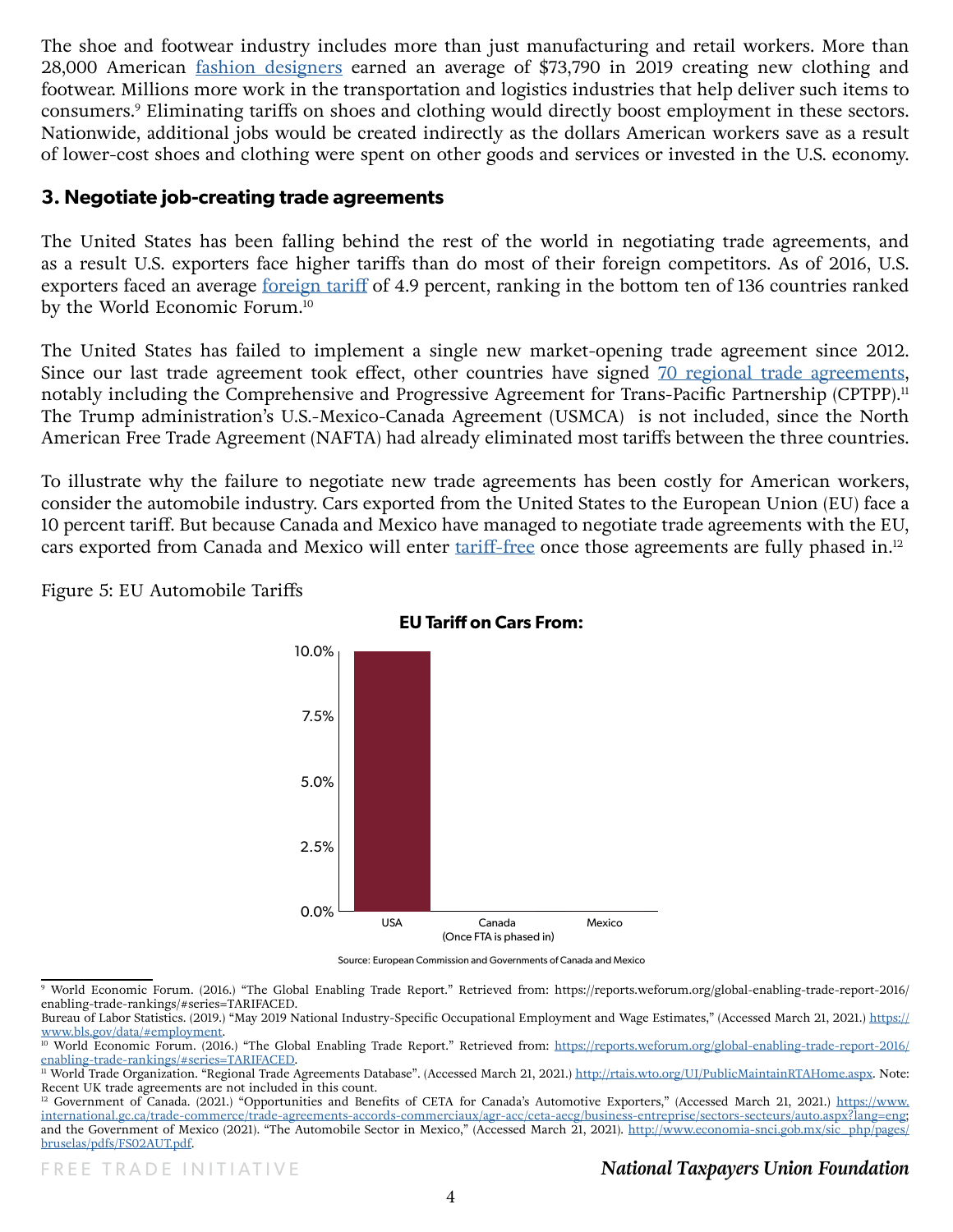The shoe and footwear industry includes more than just manufacturing and retail workers. More than 28,000 American fashion designers earned an average of $73,790 in 2019 creating new clothing and footwear. Millions more work in the transportation and logistics industries that help deliver such items to consumers.[9] Eliminating tariffs on shoes and clothing would directly boost employment in these sectors. Nationwide, additional jobs would be created indirectly as the dollars American workers save as a result of lower-cost shoes and clothing were spent on other goods and services or invested in the U.S. economy.

### 3. Negotiate job-creating trade agreements

The United States has been falling behind the rest of the world in negotiating trade agreements, and as a result U.S. exporters face higher tariffs than do most of their foreign competitors. As of 2016, U.S. exporters faced an average foreign tariff of 4.9 percent, ranking in the bottom ten of 136 countries ranked by the World Economic Forum.[10]

The United States has failed to implement a single new market-opening trade agreement since 2012. Since our last trade agreement took effect, other countries have signed 70 regional trade agreements, notably including the Comprehensive and Progressive Agreement for Trans-Pacific Partnership (CPTPP).[11] The Trump administration's U.S.-Mexico-Canada Agreement (USMCA) is not included, since the North American Free Trade Agreement (NAFTA) had already eliminated most tariffs between the three countries.

To illustrate why the failure to negotiate new trade agreements has been costly for American workers, consider the automobile industry. Cars exported from the United States to the European Union (EU) face a 10 percent tariff. But because Canada and Mexico have managed to negotiate trade agreements with the EU, cars exported from Canada and Mexico will enter tariff-free once those agreements are fully phased in.[12]

Figure 5: EU Automobile Tariffs

**EU Tariff on Cars From:**

10.0%
7.5%
5.0%
2.5%
0.0%

USA
Canada
(Once FTA is phased in)
Mexico

Source: European Commission and Governments of Canada and Mexico

---

[9] World Economic Forum. (2016.) "The Global Enabling Trade Report." Retrieved from: https://reports.weforum.org/global-enabling-trade-report-2016/enabling-trade-rankings/#series=TARIFACED.
Bureau of Labor Statistics. (2019.) "May 2019 National Industry-Specific Occupational Employment and Wage Estimates," (Accessed March 21, 2021.) https://www.bls.gov/data/#employment.

[10] World Economic Forum. (2016.) "The Global Enabling Trade Report." Retrieved from: https://reports.weforum.org/global-enabling-trade-report-2016/enabling-trade-rankings/#series=TARIFACED.

[11] World Trade Organization. "Regional Trade Agreements Database". (Accessed March 21, 2021.) http://rtais.wto.org/UI/PublicMaintainRTAHome.aspx. Note: Recent UK trade agreements are not included in this count.

[12] Government of Canada. (2021.) "Opportunities and Benefits of CETA for Canada's Automotive Exporters," (Accessed March 21, 2021.) https://www.international.gc.ca/trade-commerce/trade-agreements-accords-commerciaux/agr-acc/ceta-aecg/business-entreprise/sectors-secteurs/auto.aspx?lang=eng; and the Government of Mexico (2021). "The Automobile Sector in Mexico," (Accessed March 21, 2021). http://www.economia-snci.gob.mx/sic_php/pages/bruselas/pdfs/FS02AUT.pdf.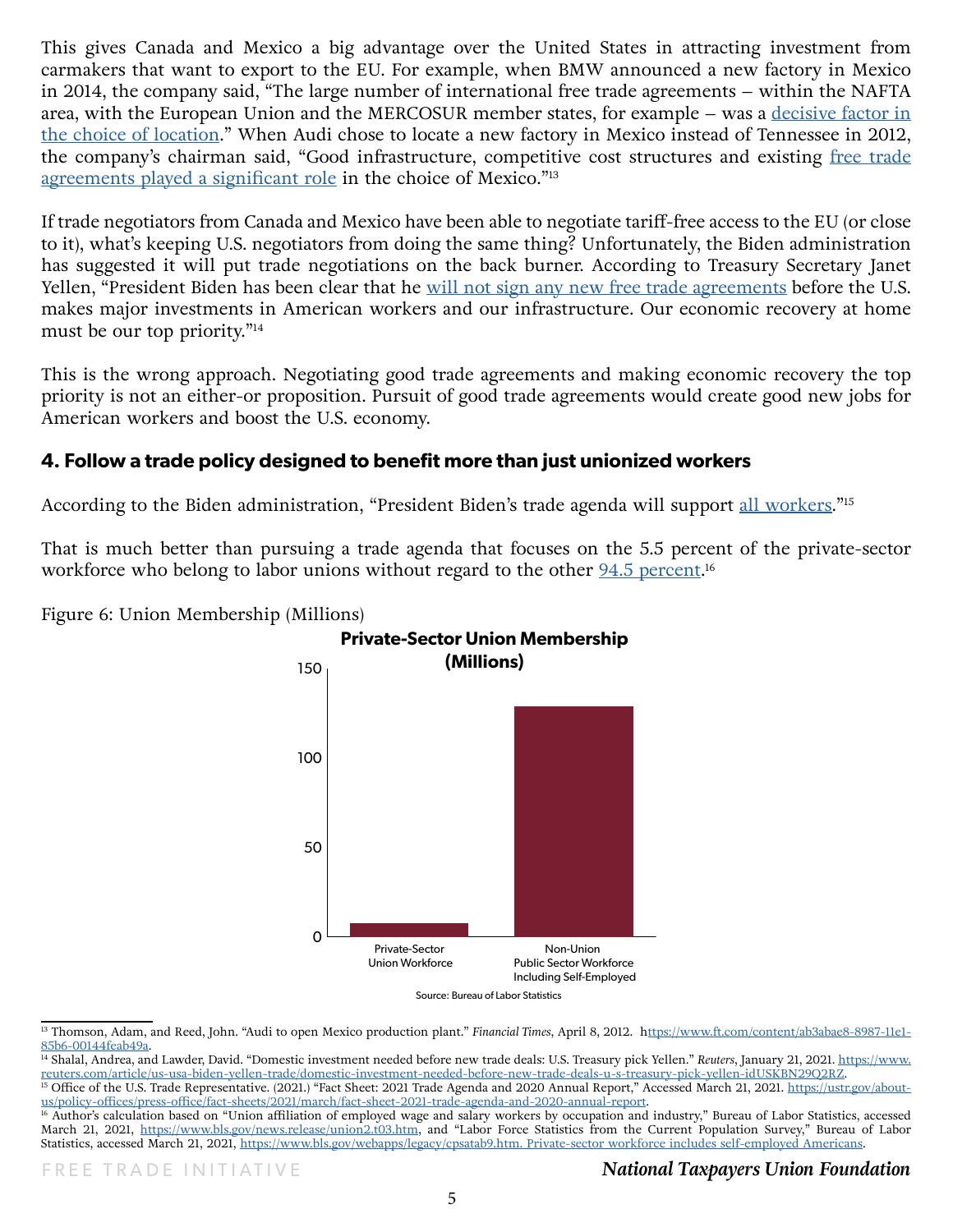This gives Canada and Mexico a big advantage over the United States in attracting investment from carmakers that want to export to the EU. For example, when BMW announced a new factory in Mexico in 2014, the company said, "The large number of international free trade agreements – within the NAFTA area, with the European Union and the MERCOSUR member states, for example – was a decisive factor in the choice of location." When Audi chose to locate a new factory in Mexico instead of Tennessee in 2012, the company's chairman said, "Good infrastructure, competitive cost structures and existing free trade agreements played a significant role in the choice of Mexico."[13]

If trade negotiators from Canada and Mexico have been able to negotiate tariff-free access to the EU (or close to it), what's keeping U.S. negotiators from doing the same thing? Unfortunately, the Biden administration has suggested it will put trade negotiations on the back burner. According to Treasury Secretary Janet Yellen, "President Biden has been clear that he will not sign any new free trade agreements before the U.S. makes major investments in American workers and our infrastructure. Our economic recovery at home must be our top priority."[14]

This is the wrong approach. Negotiating good trade agreements and making economic recovery the top priority is not an either-or proposition. Pursuit of good trade agreements would create good new jobs for American workers and boost the U.S. economy.

### 4. Follow a trade policy designed to benefit more than just unionized workers

According to the Biden administration, "President Biden's trade agenda will support all workers."[15]

That is much better than pursuing a trade agenda that focuses on the 5.5 percent of the private-sector workforce who belong to labor unions without regard to the other 94.5 percent.[16]

Figure 6: Union Membership (Millions)

**Private-Sector Union Membership (Millions)**

150
100
50
0

Private-Sector Union Workforce

Non-Union Public Sector Workforce Including Self-Employed

Source: Bureau of Labor Statistics

---

[13] Thomson, Adam, and Reed, John. "Audi to open Mexico production plant." *Financial Times*, April 8, 2012. https://www.ft.com/content/ab3abae8-8987-11e1-85b6-00144feab49a.

[14] Shalal, Andrea, and Lawder, David. "Domestic investment needed before new trade deals: U.S. Treasury pick Yellen." *Reuters*, January 21, 2021. https://www.reuters.com/article/us-usa-biden-yellen-trade/domestic-investment-needed-before-new-trade-deals-u-s-treasury-pick-yellen-idUSKBN29Q2RZ.

[15] Office of the U.S. Trade Representative. (2021.) "Fact Sheet: 2021 Trade Agenda and 2020 Annual Report," Accessed March 21, 2021. https://ustr.gov/about-us/policy-offices/press-office/fact-sheets/2021/march/fact-sheet-2021-trade-agenda-and-2020-annual-report.

[16] Author's calculation based on "Union affiliation of employed wage and salary workers by occupation and industry," Bureau of Labor Statistics, accessed March 21, 2021, https://www.bls.gov/news.release/union2.t03.htm, and "Labor Force Statistics from the Current Population Survey," Bureau of Labor Statistics, accessed March 21, 2021, https://www.bls.gov/webapps/legacy/cpsatab9.htm. Private-sector workforce includes self-employed Americans.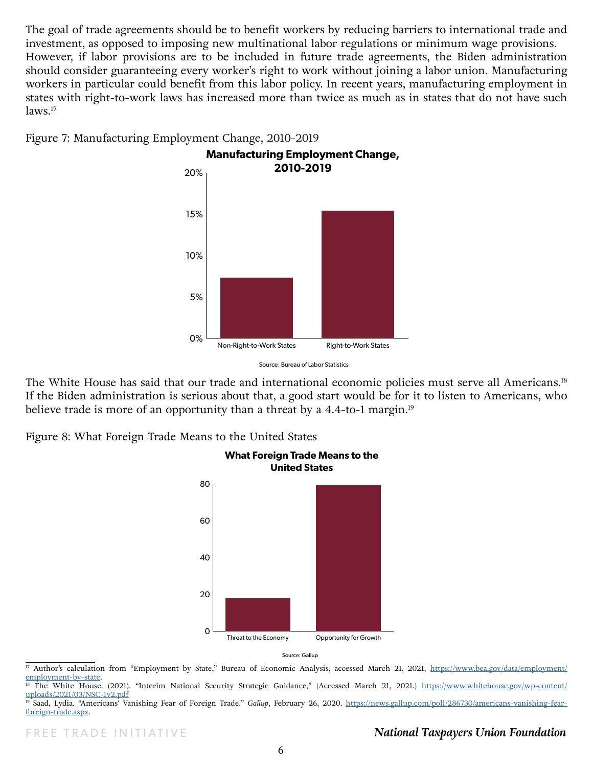The goal of trade agreements should be to benefit workers by reducing barriers to international trade and investment, as opposed to imposing new multinational labor regulations or minimum wage provisions. However, if labor provisions are to be included in future trade agreements, the Biden administration should consider guaranteeing every worker's right to work without joining a labor union. Manufacturing workers in particular could benefit from this labor policy. In recent years, manufacturing employment in states with right-to-work laws has increased more than twice as much as in states that do not have such laws.[17]

Figure 7: Manufacturing Employment Change, 2010-2019

**Manufacturing Employment Change, 2010-2019**

20%
15%
10%
5%
0%

Non-Right-to-Work States
Right-to-Work States

Source: Bureau of Labor Statistics

The White House has said that our trade and international economic policies must serve all Americans.[18] If the Biden administration is serious about that, a good start would be for it to listen to Americans, who believe trade is more of an opportunity than a threat by a 4.4-to-1 margin.[19]

Figure 8: What Foreign Trade Means to the United States

**What Foreign Trade Means to the United States**

80
60
40
20
0

Threat to the Economy
Opportunity for Growth

Source: Gallup

---

[17] Author's calculation from "Employment by State," Bureau of Economic Analysis, accessed March 21, 2021, https://www.bea.gov/data/employment/employment-by-state.

[18] The White House. (2021). "Interim National Security Strategic Guidance," (Accessed March 21, 2021.) https://www.whitehouse.gov/wp-content/uploads/2021/03/NSC-1v2.pdf

[19] Saad, Lydia. "Americans' Vanishing Fear of Foreign Trade." *Gallup*, February 26, 2020. https://news.gallup.com/poll/286730/americans-vanishing-fear-foreign-trade.aspx.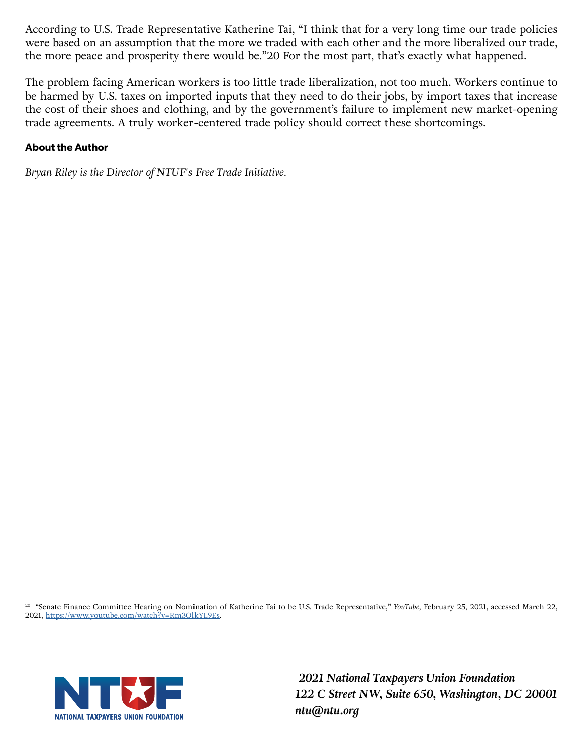According to U.S. Trade Representative Katherine Tai, "I think that for a very long time our trade policies were based on an assumption that the more we traded with each other and the more liberalized our trade, the more peace and prosperity there would be."[20] For the most part, that's exactly what happened.

The problem facing American workers is too little trade liberalization, not too much. Workers continue to be harmed by U.S. taxes on imported inputs that they need to do their jobs, by import taxes that increase the cost of their shoes and clothing, and by the government's failure to implement new market-opening trade agreements. A truly worker-centered trade policy should correct these shortcomings.

**About the Author**

*Bryan Riley is the Director of NTUF's Free Trade Initiative.*

---

[20] "Senate Finance Committee Hearing on Nomination of Katherine Tai to be U.S. Trade Representative," *YouTube*, February 25, 2021, accessed March 22, 2021, https://www.youtube.com/watch?v=Rm3QlkYL9Es.

NATIONAL TAXPAYERS UNION FOUNDATION

*2021 National Taxpayers Union Foundation*
*122 C Street NW, Suite 650, Washington, DC 20001*
*ntu@ntu.org*